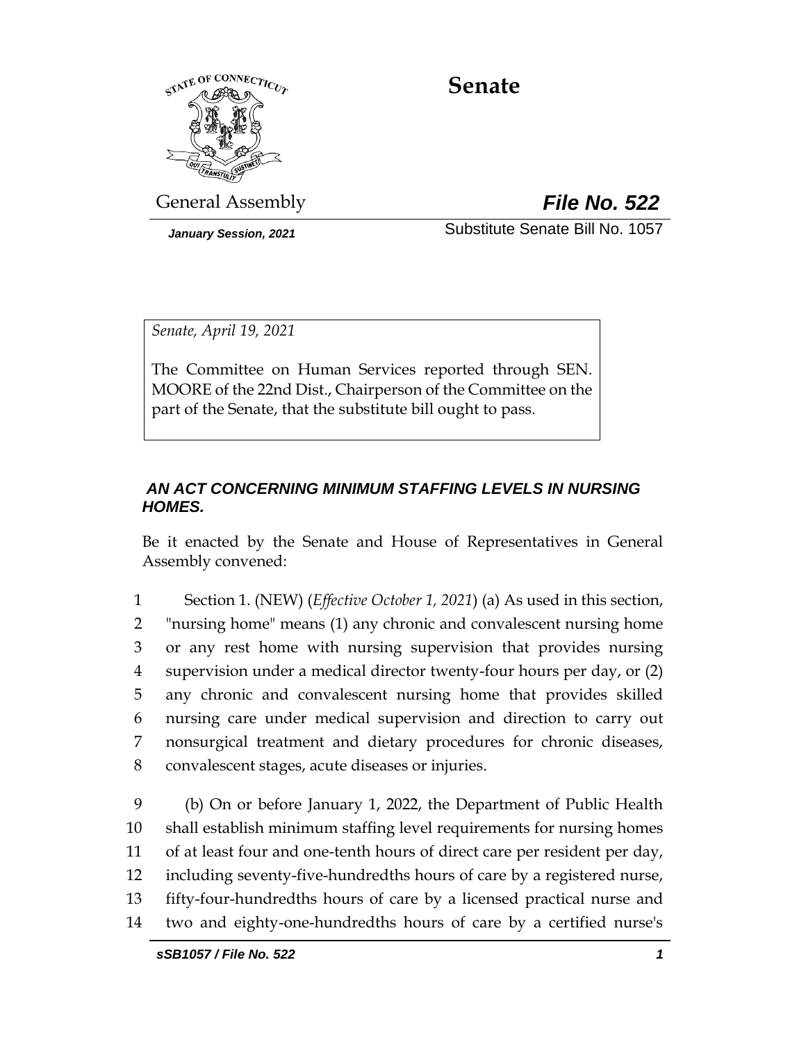# Senate

General Assembly

***File No. 522***

*January Session, 2021*

Substitute Senate Bill No. 1057

*Senate, April 19, 2021*

The Committee on Human Services reported through SEN. MOORE of the 22nd Dist., Chairperson of the Committee on the part of the Senate, that the substitute bill ought to pass.

***AN ACT CONCERNING MINIMUM STAFFING LEVELS IN NURSING HOMES.***

Be it enacted by the Senate and House of Representatives in General Assembly convened:

1 Section 1. (NEW) (*Effective October 1, 2021*) (a) As used in this section,
2 "nursing home" means (1) any chronic and convalescent nursing home
3 or any rest home with nursing supervision that provides nursing
4 supervision under a medical director twenty-four hours per day, or (2)
5 any chronic and convalescent nursing home that provides skilled
6 nursing care under medical supervision and direction to carry out
7 nonsurgical treatment and dietary procedures for chronic diseases,
8 convalescent stages, acute diseases or injuries.

9 (b) On or before January 1, 2022, the Department of Public Health
10 shall establish minimum staffing level requirements for nursing homes
11 of at least four and one-tenth hours of direct care per resident per day,
12 including seventy-five-hundredths hours of care by a registered nurse,
13 fifty-four-hundredths hours of care by a licensed practical nurse and
14 two and eighty-one-hundredths hours of care by a certified nurse's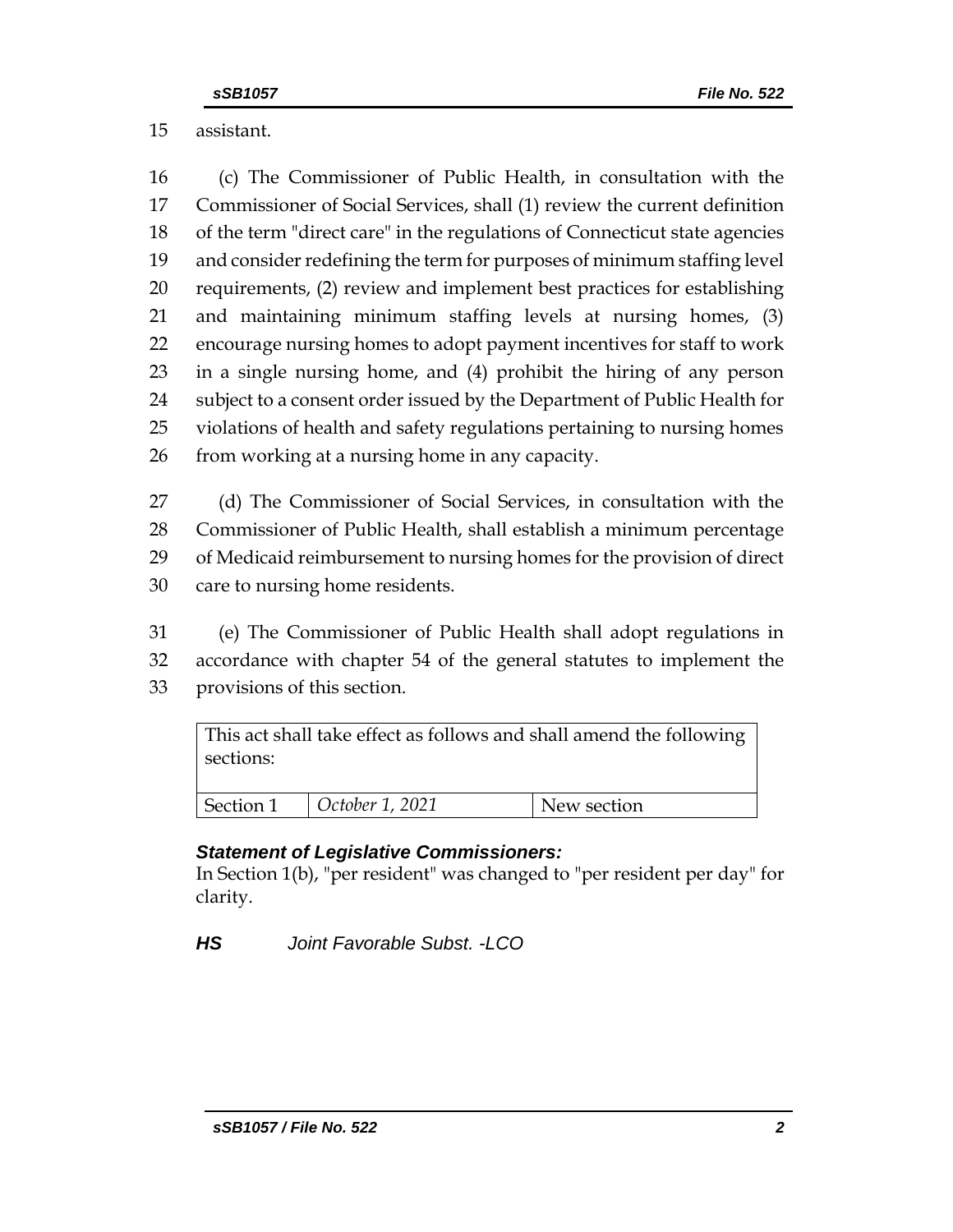assistant.

(c) The Commissioner of Public Health, in consultation with the Commissioner of Social Services, shall (1) review the current definition of the term "direct care" in the regulations of Connecticut state agencies and consider redefining the term for purposes of minimum staffing level requirements, (2) review and implement best practices for establishing and maintaining minimum staffing levels at nursing homes, (3) encourage nursing homes to adopt payment incentives for staff to work in a single nursing home, and (4) prohibit the hiring of any person subject to a consent order issued by the Department of Public Health for violations of health and safety regulations pertaining to nursing homes from working at a nursing home in any capacity.

(d) The Commissioner of Social Services, in consultation with the Commissioner of Public Health, shall establish a minimum percentage of Medicaid reimbursement to nursing homes for the provision of direct care to nursing home residents.

(e) The Commissioner of Public Health shall adopt regulations in accordance with chapter 54 of the general statutes to implement the provisions of this section.

| This act shall take effect as follows and shall amend the following sections: | | |
|---|---|---|
| Section 1 | *October 1, 2021* | New section |

***Statement of Legislative Commissioners:***
In Section 1(b), "per resident" was changed to "per resident per day" for clarity.

***HS*** *Joint Favorable Subst. -LCO*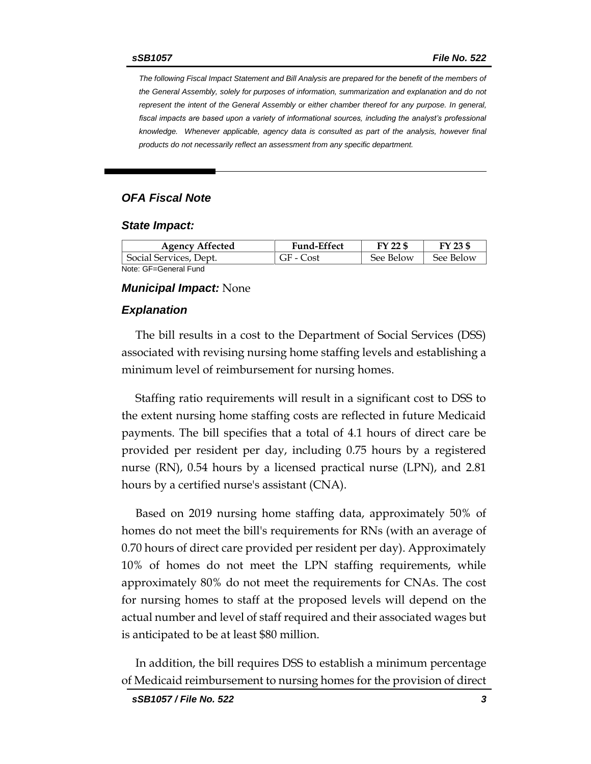The following Fiscal Impact Statement and Bill Analysis are prepared for the benefit of the members of the General Assembly, solely for purposes of information, summarization and explanation and do not represent the intent of the General Assembly or either chamber thereof for any purpose. In general, fiscal impacts are based upon a variety of informational sources, including the analyst's professional knowledge. Whenever applicable, agency data is consulted as part of the analysis, however final products do not necessarily reflect an assessment from any specific department.

---

## OFA Fiscal Note

### State Impact:

| Agency Affected | Fund-Effect | FY 22 $ | FY 23 $ |
|---|---|---|---|
| Social Services, Dept. | GF - Cost | See Below | See Below |

Note: GF=General Fund

### Municipal Impact: None

### Explanation

The bill results in a cost to the Department of Social Services (DSS) associated with revising nursing home staffing levels and establishing a minimum level of reimbursement for nursing homes.

Staffing ratio requirements will result in a significant cost to DSS to the extent nursing home staffing costs are reflected in future Medicaid payments. The bill specifies that a total of 4.1 hours of direct care be provided per resident per day, including 0.75 hours by a registered nurse (RN), 0.54 hours by a licensed practical nurse (LPN), and 2.81 hours by a certified nurse's assistant (CNA).

Based on 2019 nursing home staffing data, approximately 50% of homes do not meet the bill's requirements for RNs (with an average of 0.70 hours of direct care provided per resident per day). Approximately 10% of homes do not meet the LPN staffing requirements, while approximately 80% do not meet the requirements for CNAs. The cost for nursing homes to staff at the proposed levels will depend on the actual number and level of staff required and their associated wages but is anticipated to be at least $80 million.

In addition, the bill requires DSS to establish a minimum percentage of Medicaid reimbursement to nursing homes for the provision of direct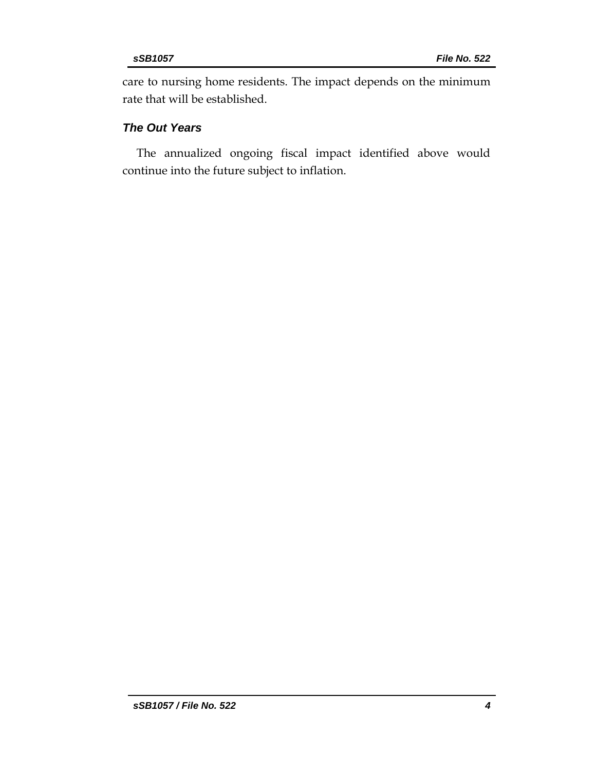care to nursing home residents. The impact depends on the minimum rate that will be established.

### *The Out Years*

The annualized ongoing fiscal impact identified above would continue into the future subject to inflation.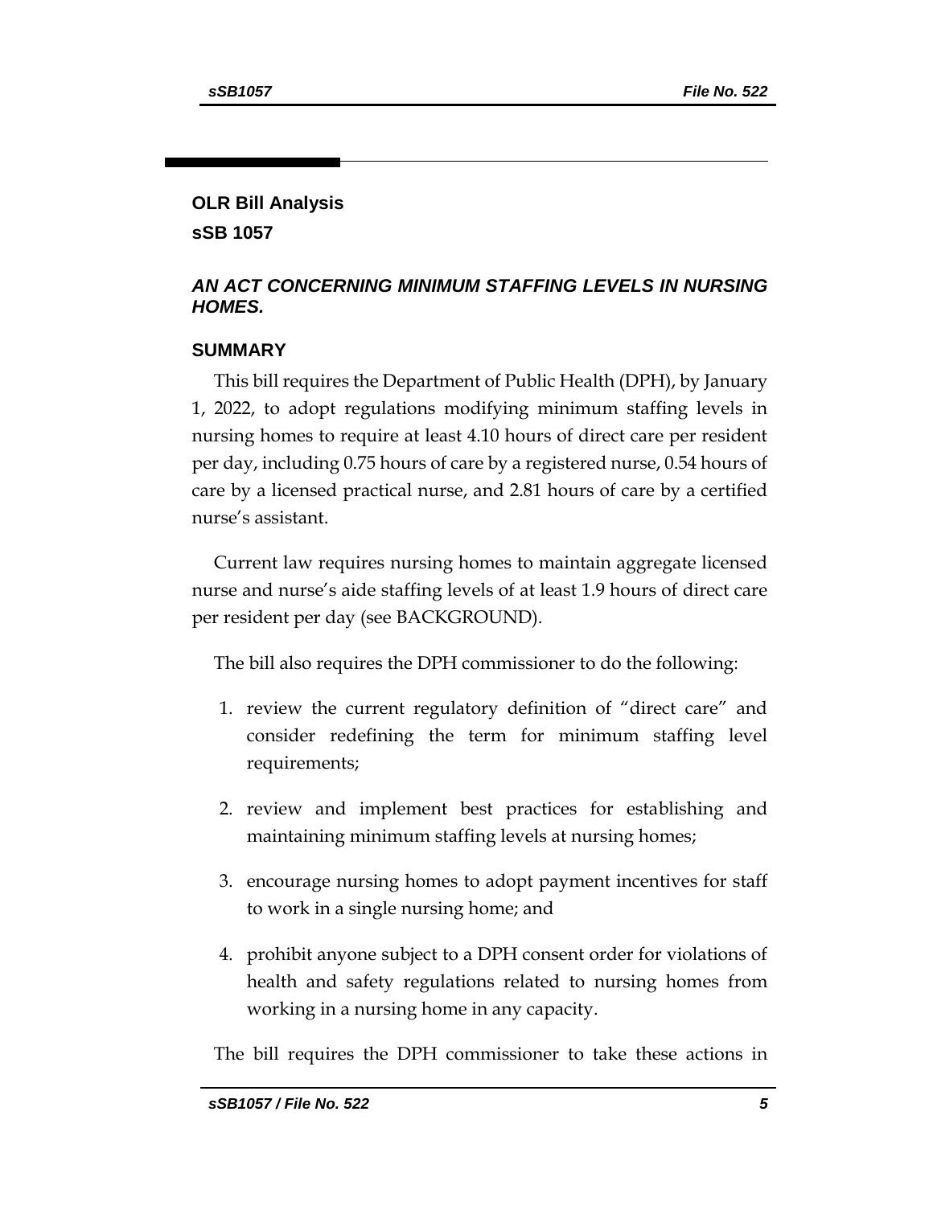## OLR Bill Analysis

## sSB 1057

### *AN ACT CONCERNING MINIMUM STAFFING LEVELS IN NURSING HOMES.*

### SUMMARY

This bill requires the Department of Public Health (DPH), by January 1, 2022, to adopt regulations modifying minimum staffing levels in nursing homes to require at least 4.10 hours of direct care per resident per day, including 0.75 hours of care by a registered nurse, 0.54 hours of care by a licensed practical nurse, and 2.81 hours of care by a certified nurse's assistant.

Current law requires nursing homes to maintain aggregate licensed nurse and nurse's aide staffing levels of at least 1.9 hours of direct care per resident per day (see BACKGROUND).

The bill also requires the DPH commissioner to do the following:

1. review the current regulatory definition of "direct care" and consider redefining the term for minimum staffing level requirements;
2. review and implement best practices for establishing and maintaining minimum staffing levels at nursing homes;
3. encourage nursing homes to adopt payment incentives for staff to work in a single nursing home; and
4. prohibit anyone subject to a DPH consent order for violations of health and safety regulations related to nursing homes from working in a nursing home in any capacity.

The bill requires the DPH commissioner to take these actions in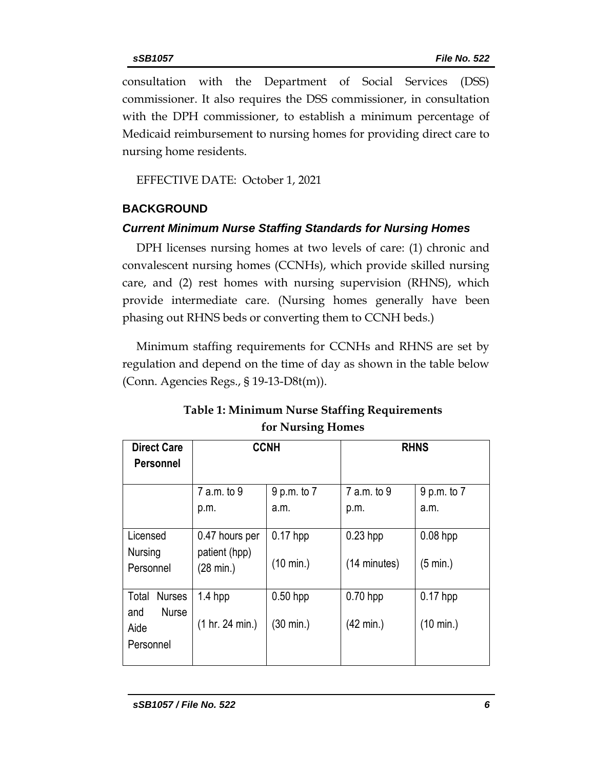consultation with the Department of Social Services (DSS) commissioner. It also requires the DSS commissioner, in consultation with the DPH commissioner, to establish a minimum percentage of Medicaid reimbursement to nursing homes for providing direct care to nursing home residents.

EFFECTIVE DATE: October 1, 2021

## BACKGROUND

### *Current Minimum Nurse Staffing Standards for Nursing Homes*

DPH licenses nursing homes at two levels of care: (1) chronic and convalescent nursing homes (CCNHs), which provide skilled nursing care, and (2) rest homes with nursing supervision (RHNS), which provide intermediate care. (Nursing homes generally have been phasing out RHNS beds or converting them to CCNH beds.)

Minimum staffing requirements for CCNHs and RHNS are set by regulation and depend on the time of day as shown in the table below (Conn. Agencies Regs., § 19-13-D8t(m)).

**Table 1: Minimum Nurse Staffing Requirements for Nursing Homes**

| Direct Care Personnel | CCNH | | RHNS | |
|---|---|---|---|---|
| | 7 a.m. to 9 p.m. | 9 p.m. to 7 a.m. | 7 a.m. to 9 p.m. | 9 p.m. to 7 a.m. |
| Licensed Nursing Personnel | 0.47 hours per patient (hpp) (28 min.) | 0.17 hpp (10 min.) | 0.23 hpp (14 minutes) | 0.08 hpp (5 min.) |
| Total Nurses and Nurse Aide Personnel | 1.4 hpp (1 hr. 24 min.) | 0.50 hpp (30 min.) | 0.70 hpp (42 min.) | 0.17 hpp (10 min.) |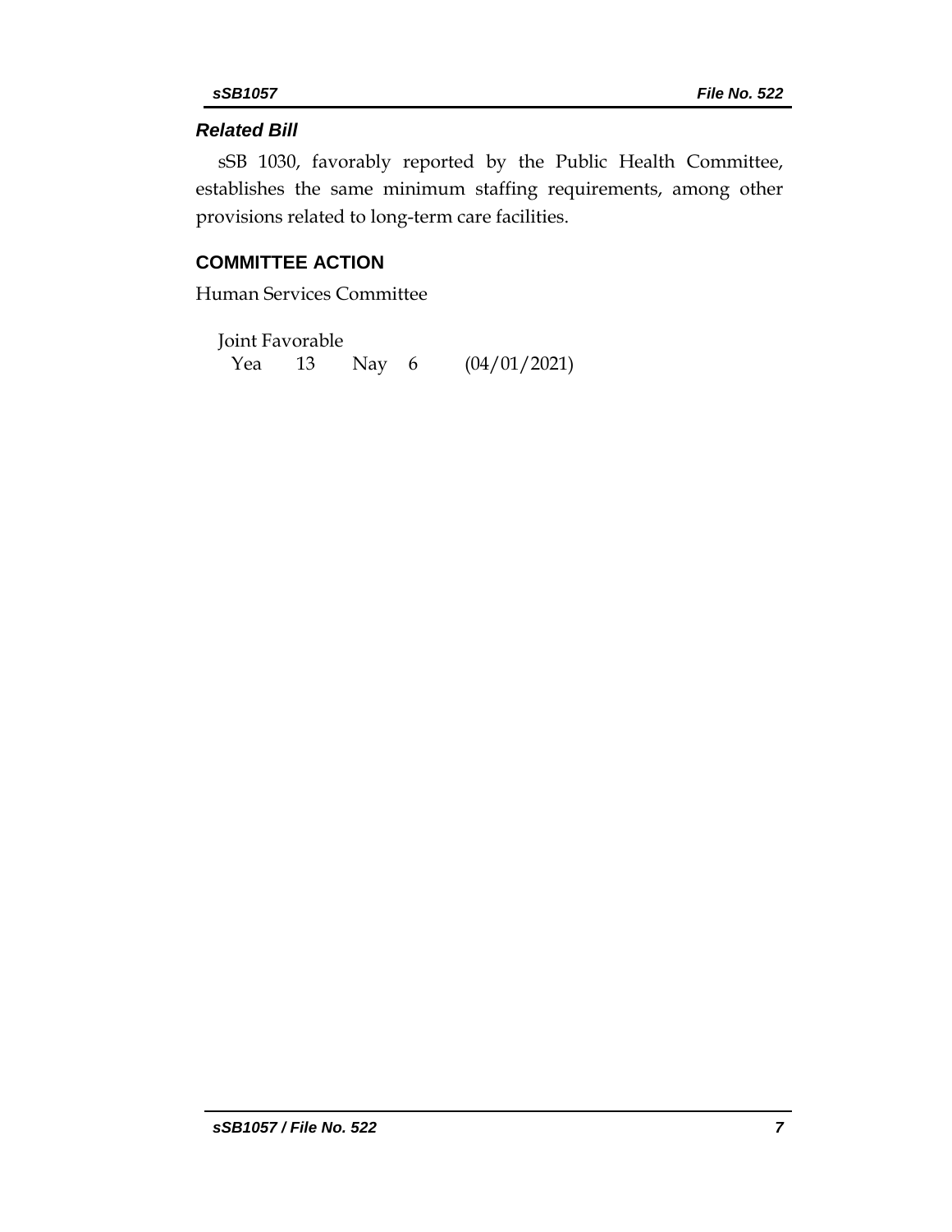### *Related Bill*

sSB 1030, favorably reported by the Public Health Committee, establishes the same minimum staffing requirements, among other provisions related to long-term care facilities.

## COMMITTEE ACTION

Human Services Committee

Joint Favorable
Yea 13 Nay 6 (04/01/2021)